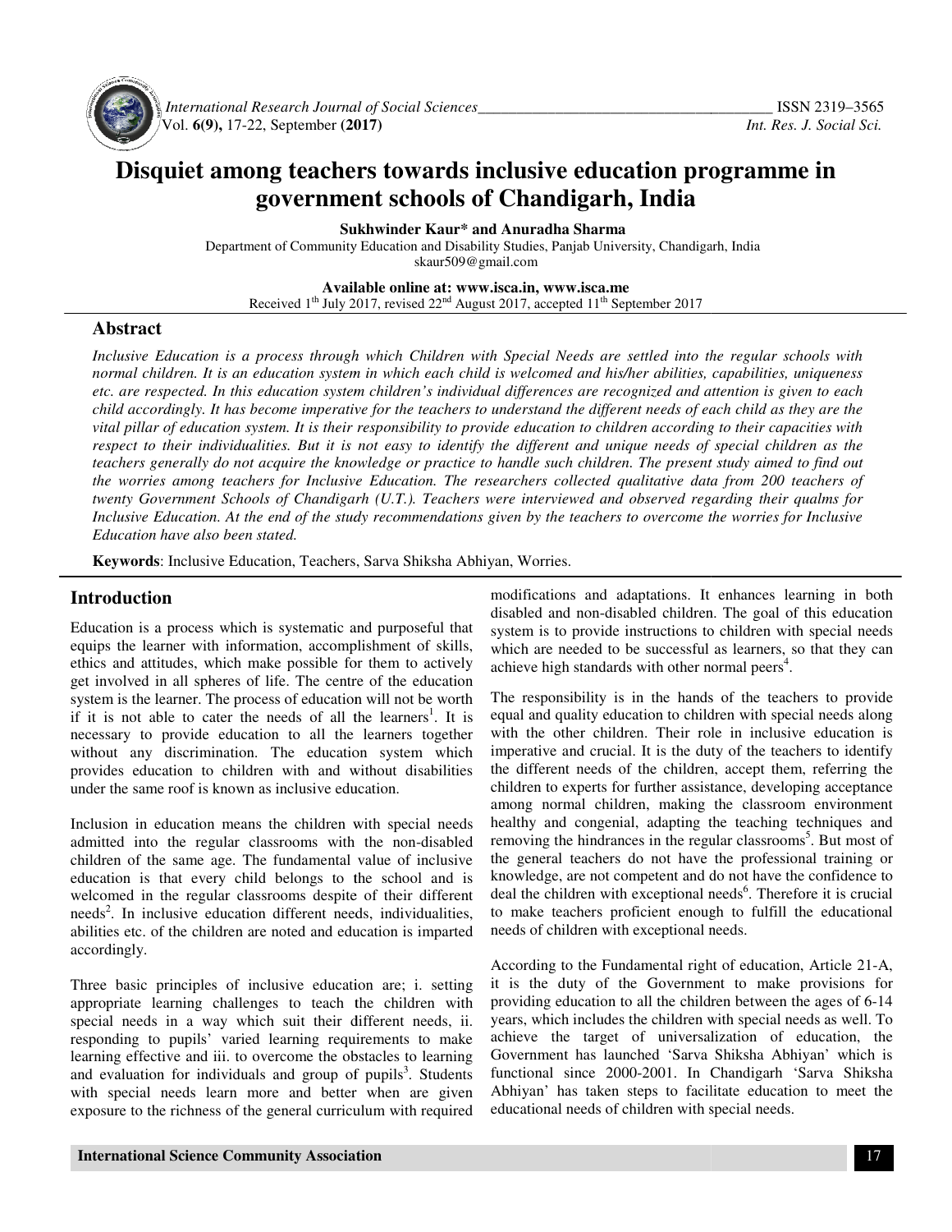# Disquiet among teachers towards inclusive education programme in government schools of Chandigarh, India

**Sukhwinder Kaur* and Anuradha Sharma**

Department of Community Education and Disability Studies, Panjab University, Chandigarh, India
skaur509@gmail.com

**Available online at: www.isca.in, www.isca.me**
Received 1th July 2017, revised 22nd August 2017, accepted 11th September 2017

## Abstract

*Inclusive Education is a process through which Children with Special Needs are settled into the regular schools with normal children. It is an education system in which each child is welcomed and his/her abilities, capabilities, uniqueness etc. are respected. In this education system children's individual differences are recognized and attention is given to each child accordingly. It has become imperative for the teachers to understand the different needs of each child as they are the vital pillar of education system. It is their responsibility to provide education to children according to their capacities with respect to their individualities. But it is not easy to identify the different and unique needs of special children as the teachers generally do not acquire the knowledge or practice to handle such children. The present study aimed to find out the worries among teachers for Inclusive Education. The researchers collected qualitative data from 200 teachers of twenty Government Schools of Chandigarh (U.T.). Teachers were interviewed and observed regarding their qualms for Inclusive Education. At the end of the study recommendations given by the teachers to overcome the worries for Inclusive Education have also been stated.*

**Keywords**: Inclusive Education, Teachers, Sarva Shiksha Abhiyan, Worries.

## Introduction

Education is a process which is systematic and purposeful that equips the learner with information, accomplishment of skills, ethics and attitudes, which make possible for them to actively get involved in all spheres of life. The centre of the education system is the learner. The process of education will not be worth if it is not able to cater the needs of all the learners[1]. It is necessary to provide education to all the learners together without any discrimination. The education system which provides education to children with and without disabilities under the same roof is known as inclusive education.

Inclusion in education means the children with special needs admitted into the regular classrooms with the non-disabled children of the same age. The fundamental value of inclusive education is that every child belongs to the school and is welcomed in the regular classrooms despite of their different needs[2]. In inclusive education different needs, individualities, abilities etc. of the children are noted and education is imparted accordingly.

Three basic principles of inclusive education are; i. setting appropriate learning challenges to teach the children with special needs in a way which suit their different needs, ii. responding to pupils' varied learning requirements to make learning effective and iii. to overcome the obstacles to learning and evaluation for individuals and group of pupils[3]. Students with special needs learn more and better when are given exposure to the richness of the general curriculum with required modifications and adaptations. It enhances learning in both disabled and non-disabled children. The goal of this education system is to provide instructions to children with special needs which are needed to be successful as learners, so that they can achieve high standards with other normal peers[4].

The responsibility is in the hands of the teachers to provide equal and quality education to children with special needs along with the other children. Their role in inclusive education is imperative and crucial. It is the duty of the teachers to identify the different needs of the children, accept them, referring the children to experts for further assistance, developing acceptance among normal children, making the classroom environment healthy and congenial, adapting the teaching techniques and removing the hindrances in the regular classrooms[5]. But most of the general teachers do not have the professional training or knowledge, are not competent and do not have the confidence to deal the children with exceptional needs[6]. Therefore it is crucial to make teachers proficient enough to fulfill the educational needs of children with exceptional needs.

According to the Fundamental right of education, Article 21-A, it is the duty of the Government to make provisions for providing education to all the children between the ages of 6-14 years, which includes the children with special needs as well. To achieve the target of universalization of education, the Government has launched 'Sarva Shiksha Abhiyan' which is functional since 2000-2001. In Chandigarh 'Sarva Shiksha Abhiyan' has taken steps to facilitate education to meet the educational needs of children with special needs.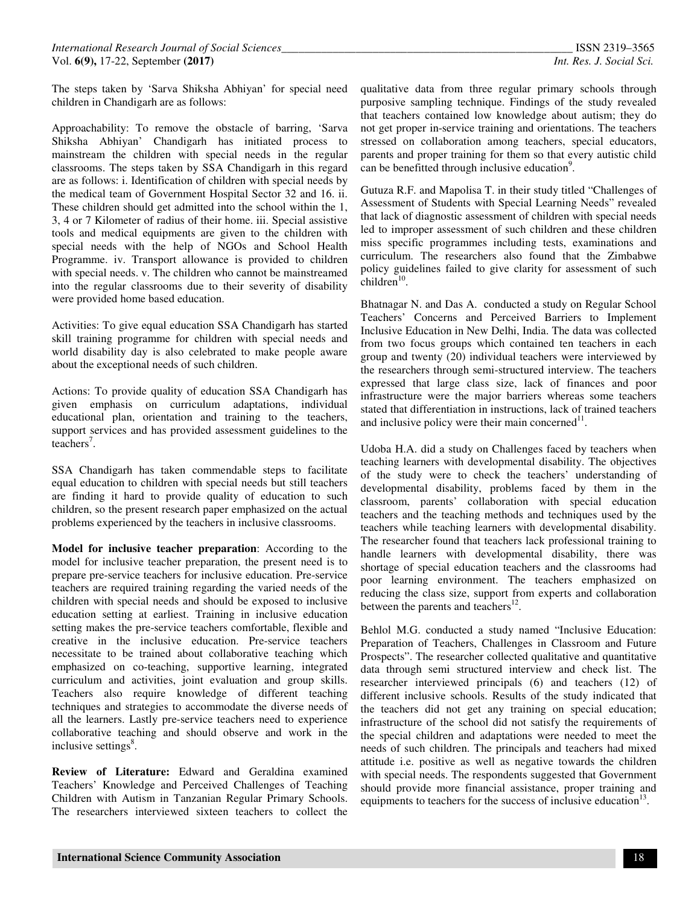The steps taken by 'Sarva Shiksha Abhiyan' for special need children in Chandigarh are as follows:

Approachability: To remove the obstacle of barring, 'Sarva Shiksha Abhiyan' Chandigarh has initiated process to mainstream the children with special needs in the regular classrooms. The steps taken by SSA Chandigarh in this regard are as follows: i. Identification of children with special needs by the medical team of Government Hospital Sector 32 and 16. ii. These children should get admitted into the school within the 1, 3, 4 or 7 Kilometer of radius of their home. iii. Special assistive tools and medical equipments are given to the children with special needs with the help of NGOs and School Health Programme. iv. Transport allowance is provided to children with special needs. v. The children who cannot be mainstreamed into the regular classrooms due to their severity of disability were provided home based education.

Activities: To give equal education SSA Chandigarh has started skill training programme for children with special needs and world disability day is also celebrated to make people aware about the exceptional needs of such children.

Actions: To provide quality of education SSA Chandigarh has given emphasis on curriculum adaptations, individual educational plan, orientation and training to the teachers, support services and has provided assessment guidelines to the teachers[7].

SSA Chandigarh has taken commendable steps to facilitate equal education to children with special needs but still teachers are finding it hard to provide quality of education to such children, so the present research paper emphasized on the actual problems experienced by the teachers in inclusive classrooms.

**Model for inclusive teacher preparation**: According to the model for inclusive teacher preparation, the present need is to prepare pre-service teachers for inclusive education. Pre-service teachers are required training regarding the varied needs of the children with special needs and should be exposed to inclusive education setting at earliest. Training in inclusive education setting makes the pre-service teachers comfortable, flexible and creative in the inclusive education. Pre-service teachers necessitate to be trained about collaborative teaching which emphasized on co-teaching, supportive learning, integrated curriculum and activities, joint evaluation and group skills. Teachers also require knowledge of different teaching techniques and strategies to accommodate the diverse needs of all the learners. Lastly pre-service teachers need to experience collaborative teaching and should observe and work in the inclusive settings[8].

**Review of Literature:** Edward and Geraldina examined Teachers' Knowledge and Perceived Challenges of Teaching Children with Autism in Tanzanian Regular Primary Schools. The researchers interviewed sixteen teachers to collect the qualitative data from three regular primary schools through purposive sampling technique. Findings of the study revealed that teachers contained low knowledge about autism; they do not get proper in-service training and orientations. The teachers stressed on collaboration among teachers, special educators, parents and proper training for them so that every autistic child can be benefitted through inclusive education[9].

Gutuza R.F. and Mapolisa T. in their study titled "Challenges of Assessment of Students with Special Learning Needs" revealed that lack of diagnostic assessment of children with special needs led to improper assessment of such children and these children miss specific programmes including tests, examinations and curriculum. The researchers also found that the Zimbabwe policy guidelines failed to give clarity for assessment of such children[10].

Bhatnagar N. and Das A. conducted a study on Regular School Teachers' Concerns and Perceived Barriers to Implement Inclusive Education in New Delhi, India. The data was collected from two focus groups which contained ten teachers in each group and twenty (20) individual teachers were interviewed by the researchers through semi-structured interview. The teachers expressed that large class size, lack of finances and poor infrastructure were the major barriers whereas some teachers stated that differentiation in instructions, lack of trained teachers and inclusive policy were their main concerned[11].

Udoba H.A. did a study on Challenges faced by teachers when teaching learners with developmental disability. The objectives of the study were to check the teachers' understanding of developmental disability, problems faced by them in the classroom, parents' collaboration with special education teachers and the teaching methods and techniques used by the teachers while teaching learners with developmental disability. The researcher found that teachers lack professional training to handle learners with developmental disability, there was shortage of special education teachers and the classrooms had poor learning environment. The teachers emphasized on reducing the class size, support from experts and collaboration between the parents and teachers[12].

Behlol M.G. conducted a study named "Inclusive Education: Preparation of Teachers, Challenges in Classroom and Future Prospects". The researcher collected qualitative and quantitative data through semi structured interview and check list. The researcher interviewed principals (6) and teachers (12) of different inclusive schools. Results of the study indicated that the teachers did not get any training on special education; infrastructure of the school did not satisfy the requirements of the special children and adaptations were needed to meet the needs of such children. The principals and teachers had mixed attitude i.e. positive as well as negative towards the children with special needs. The respondents suggested that Government should provide more financial assistance, proper training and equipments to teachers for the success of inclusive education[13].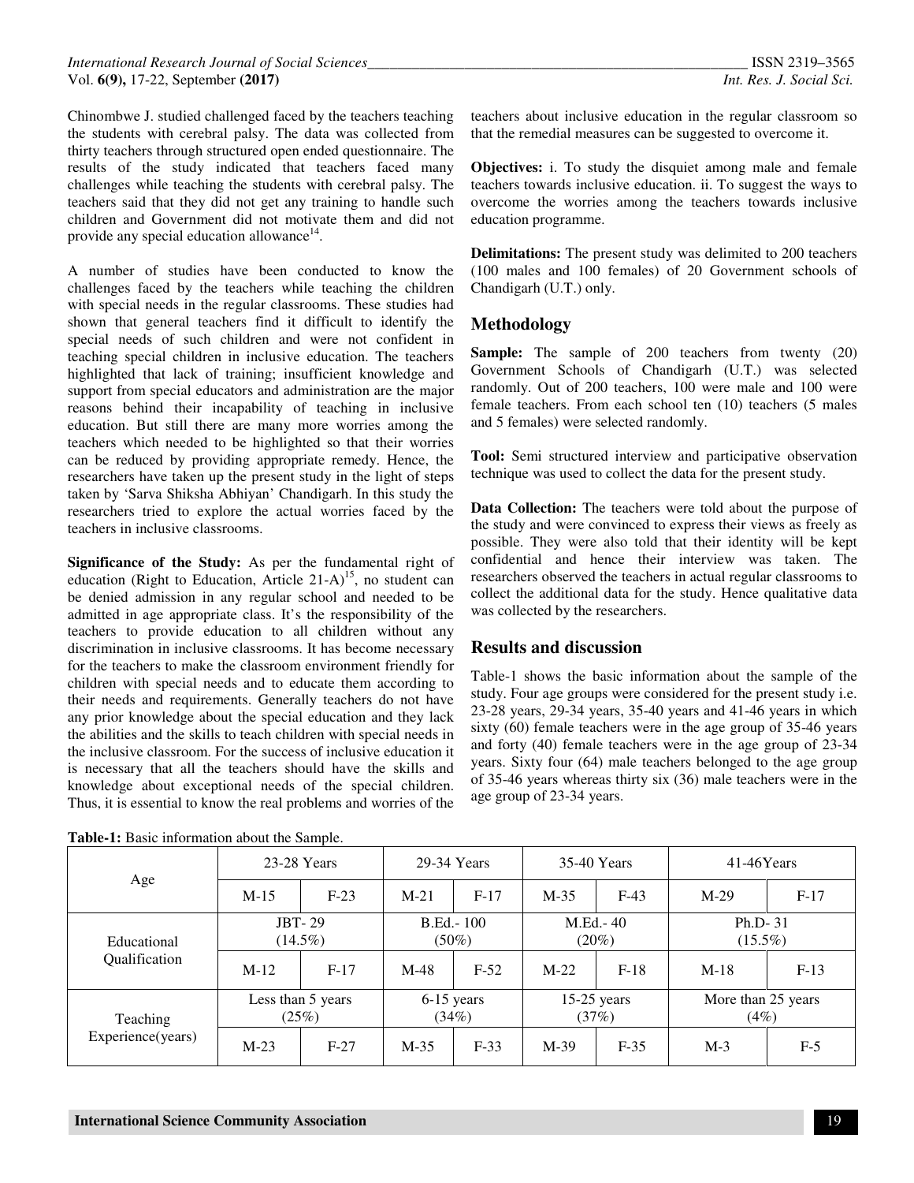Chinombwe J. studied challenged faced by the teachers teaching the students with cerebral palsy. The data was collected from thirty teachers through structured open ended questionnaire. The results of the study indicated that teachers faced many challenges while teaching the students with cerebral palsy. The teachers said that they did not get any training to handle such children and Government did not motivate them and did not provide any special education allowance[14].

A number of studies have been conducted to know the challenges faced by the teachers while teaching the children with special needs in the regular classrooms. These studies had shown that general teachers find it difficult to identify the special needs of such children and were not confident in teaching special children in inclusive education. The teachers highlighted that lack of training; insufficient knowledge and support from special educators and administration are the major reasons behind their incapability of teaching in inclusive education. But still there are many more worries among the teachers which needed to be highlighted so that their worries can be reduced by providing appropriate remedy. Hence, the researchers have taken up the present study in the light of steps taken by 'Sarva Shiksha Abhiyan' Chandigarh. In this study the researchers tried to explore the actual worries faced by the teachers in inclusive classrooms.

**Significance of the Study:** As per the fundamental right of education (Right to Education, Article 21-A)[15], no student can be denied admission in any regular school and needed to be admitted in age appropriate class. It's the responsibility of the teachers to provide education to all children without any discrimination in inclusive classrooms. It has become necessary for the teachers to make the classroom environment friendly for children with special needs and to educate them according to their needs and requirements. Generally teachers do not have any prior knowledge about the special education and they lack the abilities and the skills to teach children with special needs in the inclusive classroom. For the success of inclusive education it is necessary that all the teachers should have the skills and knowledge about exceptional needs of the special children. Thus, it is essential to know the real problems and worries of the teachers about inclusive education in the regular classroom so that the remedial measures can be suggested to overcome it.

**Objectives:** i. To study the disquiet among male and female teachers towards inclusive education. ii. To suggest the ways to overcome the worries among the teachers towards inclusive education programme.

**Delimitations:** The present study was delimited to 200 teachers (100 males and 100 females) of 20 Government schools of Chandigarh (U.T.) only.

## Methodology

**Sample:** The sample of 200 teachers from twenty (20) Government Schools of Chandigarh (U.T.) was selected randomly. Out of 200 teachers, 100 were male and 100 were female teachers. From each school ten (10) teachers (5 males and 5 females) were selected randomly.

**Tool:** Semi structured interview and participative observation technique was used to collect the data for the present study.

**Data Collection:** The teachers were told about the purpose of the study and were convinced to express their views as freely as possible. They were also told that their identity will be kept confidential and hence their interview was taken. The researchers observed the teachers in actual regular classrooms to collect the additional data for the study. Hence qualitative data was collected by the researchers.

## Results and discussion

Table-1 shows the basic information about the sample of the study. Four age groups were considered for the present study i.e. 23-28 years, 29-34 years, 35-40 years and 41-46 years in which sixty (60) female teachers were in the age group of 35-46 years and forty (40) female teachers were in the age group of 23-34 years. Sixty four (64) male teachers belonged to the age group of 35-46 years whereas thirty six (36) male teachers were in the age group of 23-34 years.

**Table-1:** Basic information about the Sample.

| Age | 23-28 Years | | 29-34 Years | | 35-40 Years | | 41-46Years | |
|---|---|---|---|---|---|---|---|---|
| | M-15 | F-23 | M-21 | F-17 | M-35 | F-43 | M-29 | F-17 |
| Educational Qualification | JBT- 29 (14.5%) | | B.Ed.- 100 (50%) | | M.Ed.- 40 (20%) | | Ph.D- 31 (15.5%) | |
| | M-12 | F-17 | M-48 | F-52 | M-22 | F-18 | M-18 | F-13 |
| Teaching Experience(years) | Less than 5 years (25%) | | 6-15 years (34%) | | 15-25 years (37%) | | More than 25 years (4%) | |
| | M-23 | F-27 | M-35 | F-33 | M-39 | F-35 | M-3 | F-5 |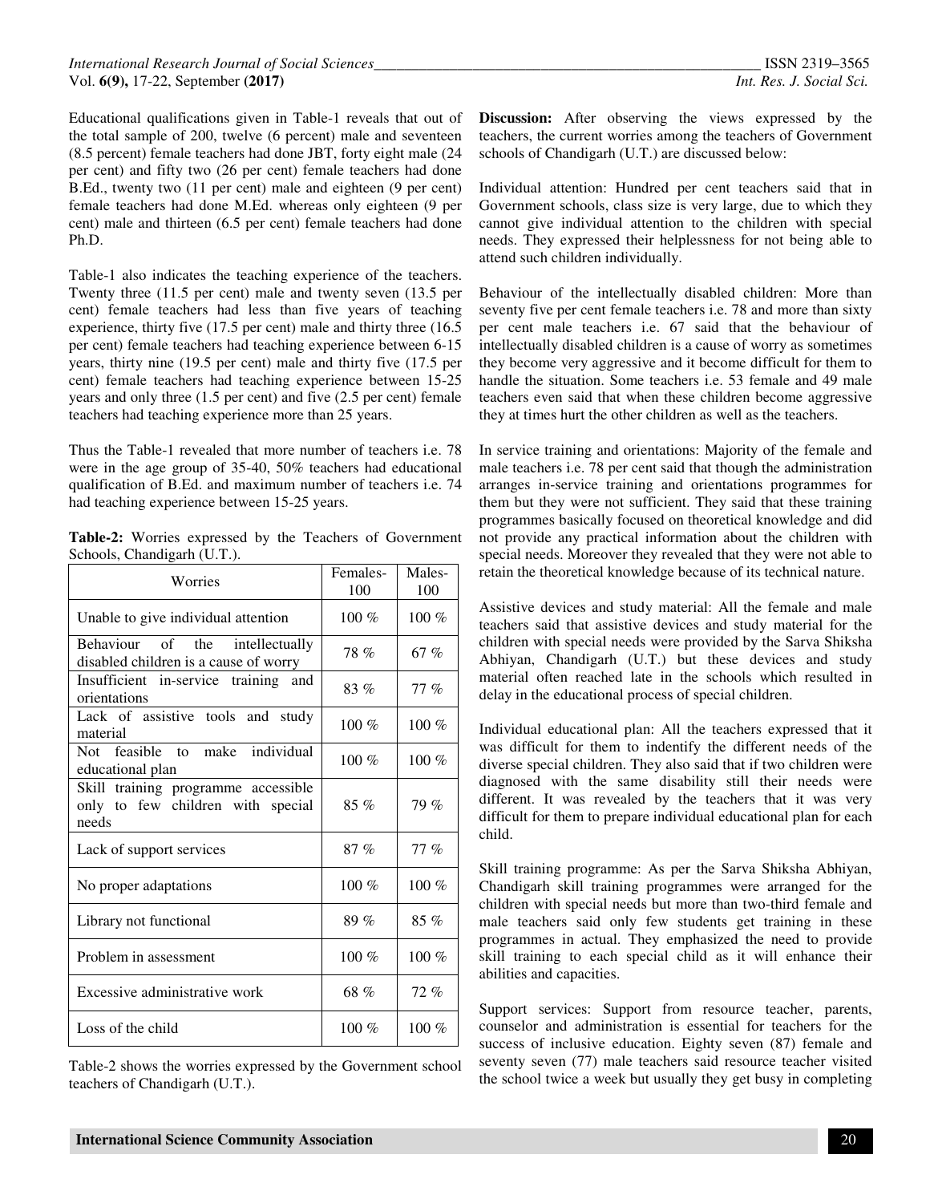Educational qualifications given in Table-1 reveals that out of the total sample of 200, twelve (6 percent) male and seventeen (8.5 percent) female teachers had done JBT, forty eight male (24 per cent) and fifty two (26 per cent) female teachers had done B.Ed., twenty two (11 per cent) male and eighteen (9 per cent) female teachers had done M.Ed. whereas only eighteen (9 per cent) male and thirteen (6.5 per cent) female teachers had done Ph.D.

Table-1 also indicates the teaching experience of the teachers. Twenty three (11.5 per cent) male and twenty seven (13.5 per cent) female teachers had less than five years of teaching experience, thirty five (17.5 per cent) male and thirty three (16.5 per cent) female teachers had teaching experience between 6-15 years, thirty nine (19.5 per cent) male and thirty five (17.5 per cent) female teachers had teaching experience between 15-25 years and only three (1.5 per cent) and five (2.5 per cent) female teachers had teaching experience more than 25 years.

Thus the Table-1 revealed that more number of teachers i.e. 78 were in the age group of 35-40, 50% teachers had educational qualification of B.Ed. and maximum number of teachers i.e. 74 had teaching experience between 15-25 years.

**Table-2:** Worries expressed by the Teachers of Government Schools, Chandigarh (U.T.).

| Worries | Females-100 | Males-100 |
|---|---|---|
| Unable to give individual attention | 100 % | 100 % |
| Behaviour of the intellectually disabled children is a cause of worry | 78 % | 67 % |
| Insufficient in-service training and orientations | 83 % | 77 % |
| Lack of assistive tools and study material | 100 % | 100 % |
| Not feasible to make individual educational plan | 100 % | 100 % |
| Skill training programme accessible only to few children with special needs | 85 % | 79 % |
| Lack of support services | 87 % | 77 % |
| No proper adaptations | 100 % | 100 % |
| Library not functional | 89 % | 85 % |
| Problem in assessment | 100 % | 100 % |
| Excessive administrative work | 68 % | 72 % |
| Loss of the child | 100 % | 100 % |

Table-2 shows the worries expressed by the Government school teachers of Chandigarh (U.T.).

**Discussion:** After observing the views expressed by the teachers, the current worries among the teachers of Government schools of Chandigarh (U.T.) are discussed below:

Individual attention: Hundred per cent teachers said that in Government schools, class size is very large, due to which they cannot give individual attention to the children with special needs. They expressed their helplessness for not being able to attend such children individually.

Behaviour of the intellectually disabled children: More than seventy five per cent female teachers i.e. 78 and more than sixty per cent male teachers i.e. 67 said that the behaviour of intellectually disabled children is a cause of worry as sometimes they become very aggressive and it become difficult for them to handle the situation. Some teachers i.e. 53 female and 49 male teachers even said that when these children become aggressive they at times hurt the other children as well as the teachers.

In service training and orientations: Majority of the female and male teachers i.e. 78 per cent said that though the administration arranges in-service training and orientations programmes for them but they were not sufficient. They said that these training programmes basically focused on theoretical knowledge and did not provide any practical information about the children with special needs. Moreover they revealed that they were not able to retain the theoretical knowledge because of its technical nature.

Assistive devices and study material: All the female and male teachers said that assistive devices and study material for the children with special needs were provided by the Sarva Shiksha Abhiyan, Chandigarh (U.T.) but these devices and study material often reached late in the schools which resulted in delay in the educational process of special children.

Individual educational plan: All the teachers expressed that it was difficult for them to indentify the different needs of the diverse special children. They also said that if two children were diagnosed with the same disability still their needs were different. It was revealed by the teachers that it was very difficult for them to prepare individual educational plan for each child.

Skill training programme: As per the Sarva Shiksha Abhiyan, Chandigarh skill training programmes were arranged for the children with special needs but more than two-third female and male teachers said only few students get training in these programmes in actual. They emphasized the need to provide skill training to each special child as it will enhance their abilities and capacities.

Support services: Support from resource teacher, parents, counselor and administration is essential for teachers for the success of inclusive education. Eighty seven (87) female and seventy seven (77) male teachers said resource teacher visited the school twice a week but usually they get busy in completing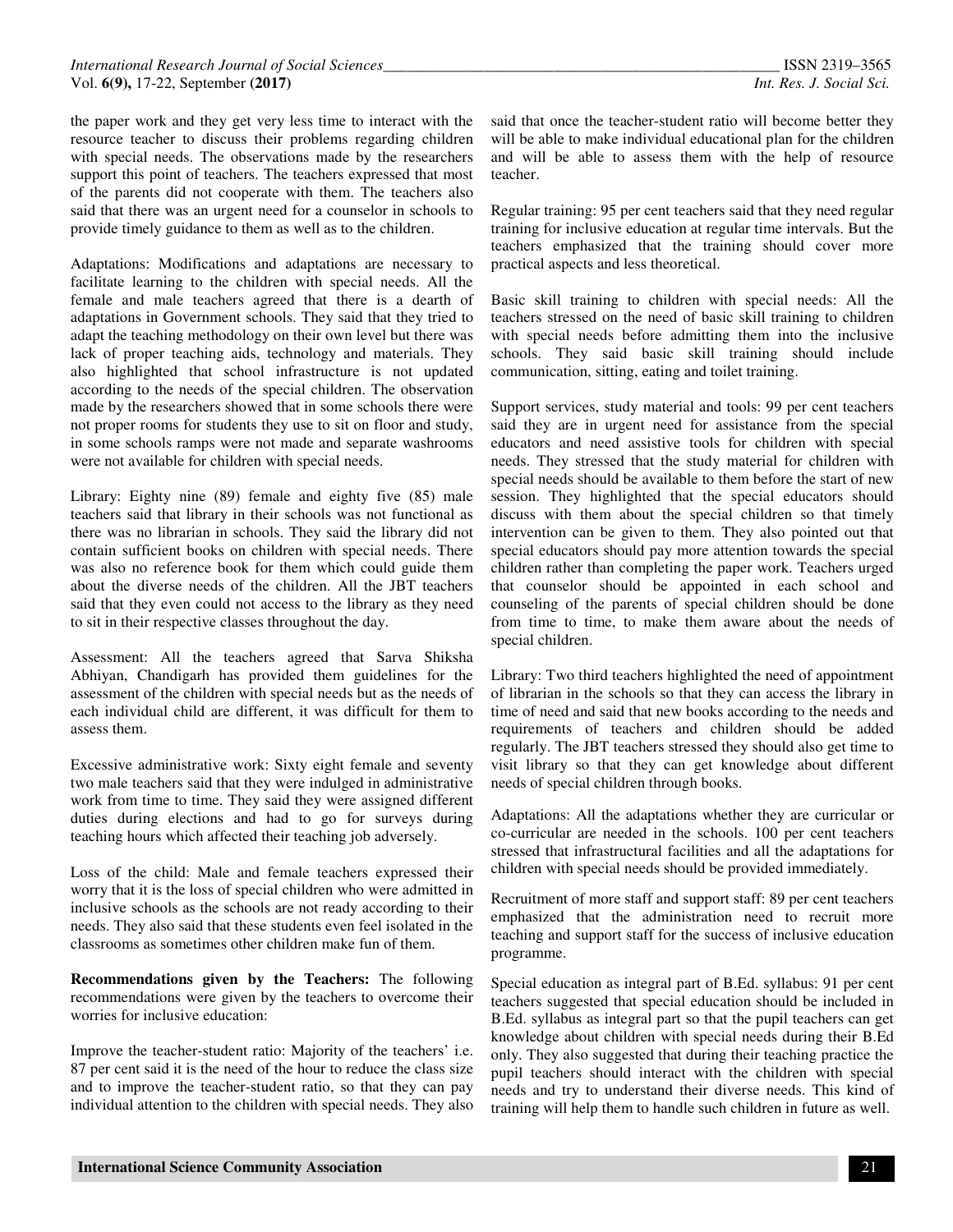the paper work and they get very less time to interact with the resource teacher to discuss their problems regarding children with special needs. The observations made by the researchers support this point of teachers. The teachers expressed that most of the parents did not cooperate with them. The teachers also said that there was an urgent need for a counselor in schools to provide timely guidance to them as well as to the children.

Adaptations: Modifications and adaptations are necessary to facilitate learning to the children with special needs. All the female and male teachers agreed that there is a dearth of adaptations in Government schools. They said that they tried to adapt the teaching methodology on their own level but there was lack of proper teaching aids, technology and materials. They also highlighted that school infrastructure is not updated according to the needs of the special children. The observation made by the researchers showed that in some schools there were not proper rooms for students they use to sit on floor and study, in some schools ramps were not made and separate washrooms were not available for children with special needs.

Library: Eighty nine (89) female and eighty five (85) male teachers said that library in their schools was not functional as there was no librarian in schools. They said the library did not contain sufficient books on children with special needs. There was also no reference book for them which could guide them about the diverse needs of the children. All the JBT teachers said that they even could not access to the library as they need to sit in their respective classes throughout the day.

Assessment: All the teachers agreed that Sarva Shiksha Abhiyan, Chandigarh has provided them guidelines for the assessment of the children with special needs but as the needs of each individual child are different, it was difficult for them to assess them.

Excessive administrative work: Sixty eight female and seventy two male teachers said that they were indulged in administrative work from time to time. They said they were assigned different duties during elections and had to go for surveys during teaching hours which affected their teaching job adversely.

Loss of the child: Male and female teachers expressed their worry that it is the loss of special children who were admitted in inclusive schools as the schools are not ready according to their needs. They also said that these students even feel isolated in the classrooms as sometimes other children make fun of them.

**Recommendations given by the Teachers:** The following recommendations were given by the teachers to overcome their worries for inclusive education:

Improve the teacher-student ratio: Majority of the teachers' i.e. 87 per cent said it is the need of the hour to reduce the class size and to improve the teacher-student ratio, so that they can pay individual attention to the children with special needs. They also said that once the teacher-student ratio will become better they will be able to make individual educational plan for the children and will be able to assess them with the help of resource teacher.

Regular training: 95 per cent teachers said that they need regular training for inclusive education at regular time intervals. But the teachers emphasized that the training should cover more practical aspects and less theoretical.

Basic skill training to children with special needs: All the teachers stressed on the need of basic skill training to children with special needs before admitting them into the inclusive schools. They said basic skill training should include communication, sitting, eating and toilet training.

Support services, study material and tools: 99 per cent teachers said they are in urgent need for assistance from the special educators and need assistive tools for children with special needs. They stressed that the study material for children with special needs should be available to them before the start of new session. They highlighted that the special educators should discuss with them about the special children so that timely intervention can be given to them. They also pointed out that special educators should pay more attention towards the special children rather than completing the paper work. Teachers urged that counselor should be appointed in each school and counseling of the parents of special children should be done from time to time, to make them aware about the needs of special children.

Library: Two third teachers highlighted the need of appointment of librarian in the schools so that they can access the library in time of need and said that new books according to the needs and requirements of teachers and children should be added regularly. The JBT teachers stressed they should also get time to visit library so that they can get knowledge about different needs of special children through books.

Adaptations: All the adaptations whether they are curricular or co-curricular are needed in the schools. 100 per cent teachers stressed that infrastructural facilities and all the adaptations for children with special needs should be provided immediately.

Recruitment of more staff and support staff: 89 per cent teachers emphasized that the administration need to recruit more teaching and support staff for the success of inclusive education programme.

Special education as integral part of B.Ed. syllabus: 91 per cent teachers suggested that special education should be included in B.Ed. syllabus as integral part so that the pupil teachers can get knowledge about children with special needs during their B.Ed only. They also suggested that during their teaching practice the pupil teachers should interact with the children with special needs and try to understand their diverse needs. This kind of training will help them to handle such children in future as well.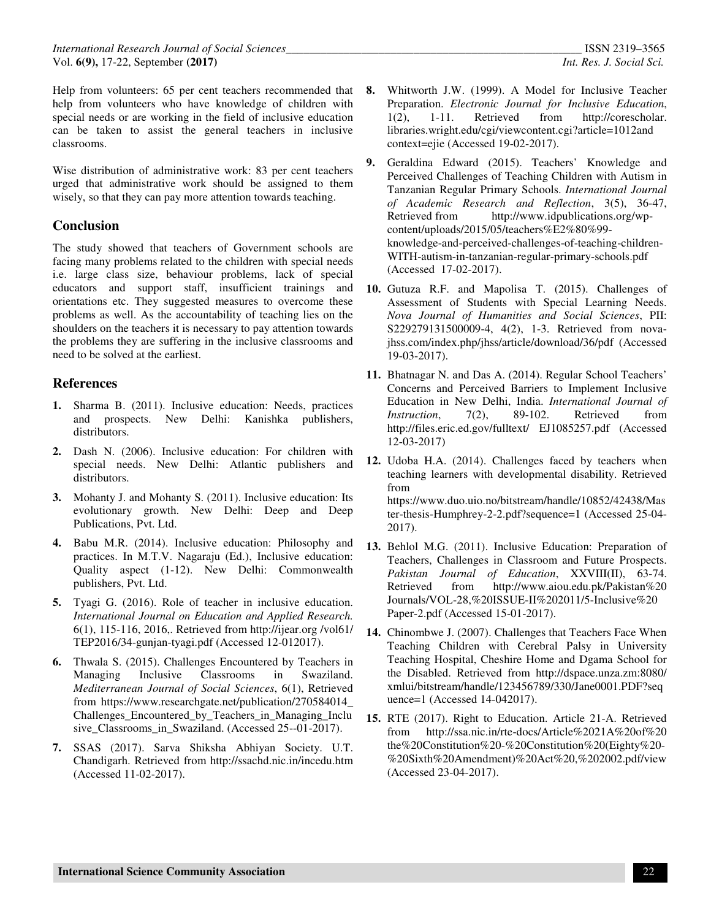Help from volunteers: 65 per cent teachers recommended that help from volunteers who have knowledge of children with special needs or are working in the field of inclusive education can be taken to assist the general teachers in inclusive classrooms.

Wise distribution of administrative work: 83 per cent teachers urged that administrative work should be assigned to them wisely, so that they can pay more attention towards teaching.

## Conclusion

The study showed that teachers of Government schools are facing many problems related to the children with special needs i.e. large class size, behaviour problems, lack of special educators and support staff, insufficient trainings and orientations etc. They suggested measures to overcome these problems as well. As the accountability of teaching lies on the shoulders on the teachers it is necessary to pay attention towards the problems they are suffering in the inclusive classrooms and need to be solved at the earliest.

## References

1. Sharma B. (2011). Inclusive education: Needs, practices and prospects. New Delhi: Kanishka publishers, distributors.
2. Dash N. (2006). Inclusive education: For children with special needs. New Delhi: Atlantic publishers and distributors.
3. Mohanty J. and Mohanty S. (2011). Inclusive education: Its evolutionary growth. New Delhi: Deep and Deep Publications, Pvt. Ltd.
4. Babu M.R. (2014). Inclusive education: Philosophy and practices. In M.T.V. Nagaraju (Ed.), Inclusive education: Quality aspect (1-12). New Delhi: Commonwealth publishers, Pvt. Ltd.
5. Tyagi G. (2016). Role of teacher in inclusive education. *International Journal on Education and Applied Research.* 6(1), 115-116, 2016,. Retrieved from http://ijear.org /vol61/ TEP2016/34-gunjan-tyagi.pdf (Accessed 12-012017).
6. Thwala S. (2015). Challenges Encountered by Teachers in Managing Inclusive Classrooms in Swaziland. *Mediterranean Journal of Social Sciences*, 6(1), Retrieved from https://www.researchgate.net/publication/270584014_Challenges_Encountered_by_Teachers_in_Managing_Inclusive_Classrooms_in_Swaziland. (Accessed 25--01-2017).
7. SSAS (2017). Sarva Shiksha Abhiyan Society. U.T. Chandigarh. Retrieved from http://ssachd.nic.in/incedu.htm (Accessed 11-02-2017).
8. Whitworth J.W. (1999). A Model for Inclusive Teacher Preparation. *Electronic Journal for Inclusive Education*, 1(2), 1-11. Retrieved from http://corescholar.libraries.wright.edu/cgi/viewcontent.cgi?article=1012and context=ejie (Accessed 19-02-2017).
9. Geraldina Edward (2015). Teachers' Knowledge and Perceived Challenges of Teaching Children with Autism in Tanzanian Regular Primary Schools. *International Journal of Academic Research and Reflection*, 3(5), 36-47, Retrieved from http://www.idpublications.org/wp-content/uploads/2015/05/teachers%E2%80%99-knowledge-and-perceived-challenges-of-teaching-children-WITH-autism-in-tanzanian-regular-primary-schools.pdf (Accessed 17-02-2017).
10. Gutuza R.F. and Mapolisa T. (2015). Challenges of Assessment of Students with Special Learning Needs. *Nova Journal of Humanities and Social Sciences*, PII: S229279131500009-4, 4(2), 1-3. Retrieved from nova-jhss.com/index.php/jhss/article/download/36/pdf (Accessed 19-03-2017).
11. Bhatnagar N. and Das A. (2014). Regular School Teachers' Concerns and Perceived Barriers to Implement Inclusive Education in New Delhi, India. *International Journal of Instruction*, 7(2), 89-102. Retrieved from http://files.eric.ed.gov/fulltext/ EJ1085257.pdf (Accessed 12-03-2017)
12. Udoba H.A. (2014). Challenges faced by teachers when teaching learners with developmental disability. Retrieved from https://www.duo.uio.no/bitstream/handle/10852/42438/Master-thesis-Humphrey-2-2.pdf?sequence=1 (Accessed 25-04-2017).
13. Behlol M.G. (2011). Inclusive Education: Preparation of Teachers, Challenges in Classroom and Future Prospects. *Pakistan Journal of Education*, XXVIII(II), 63-74. Retrieved from http://www.aiou.edu.pk/Pakistan%20 Journals/VOL-28,%20ISSUE-II%202011/5-Inclusive%20 Paper-2.pdf (Accessed 15-01-2017).
14. Chinombwe J. (2007). Challenges that Teachers Face When Teaching Children with Cerebral Palsy in University Teaching Hospital, Cheshire Home and Dgama School for the Disabled. Retrieved from http://dspace.unza.zm:8080/xmlui/bitstream/handle/123456789/330/Jane0001.PDF?sequence=1 (Accessed 14-042017).
15. RTE (2017). Right to Education. Article 21-A. Retrieved from http://ssa.nic.in/rte-docs/Article%2021A%20of%20the%20Constitution%20-%20Constitution%20(Eighty%20-%20Sixth%20Amendment)%20Act%20,%202002.pdf/view (Accessed 23-04-2017).